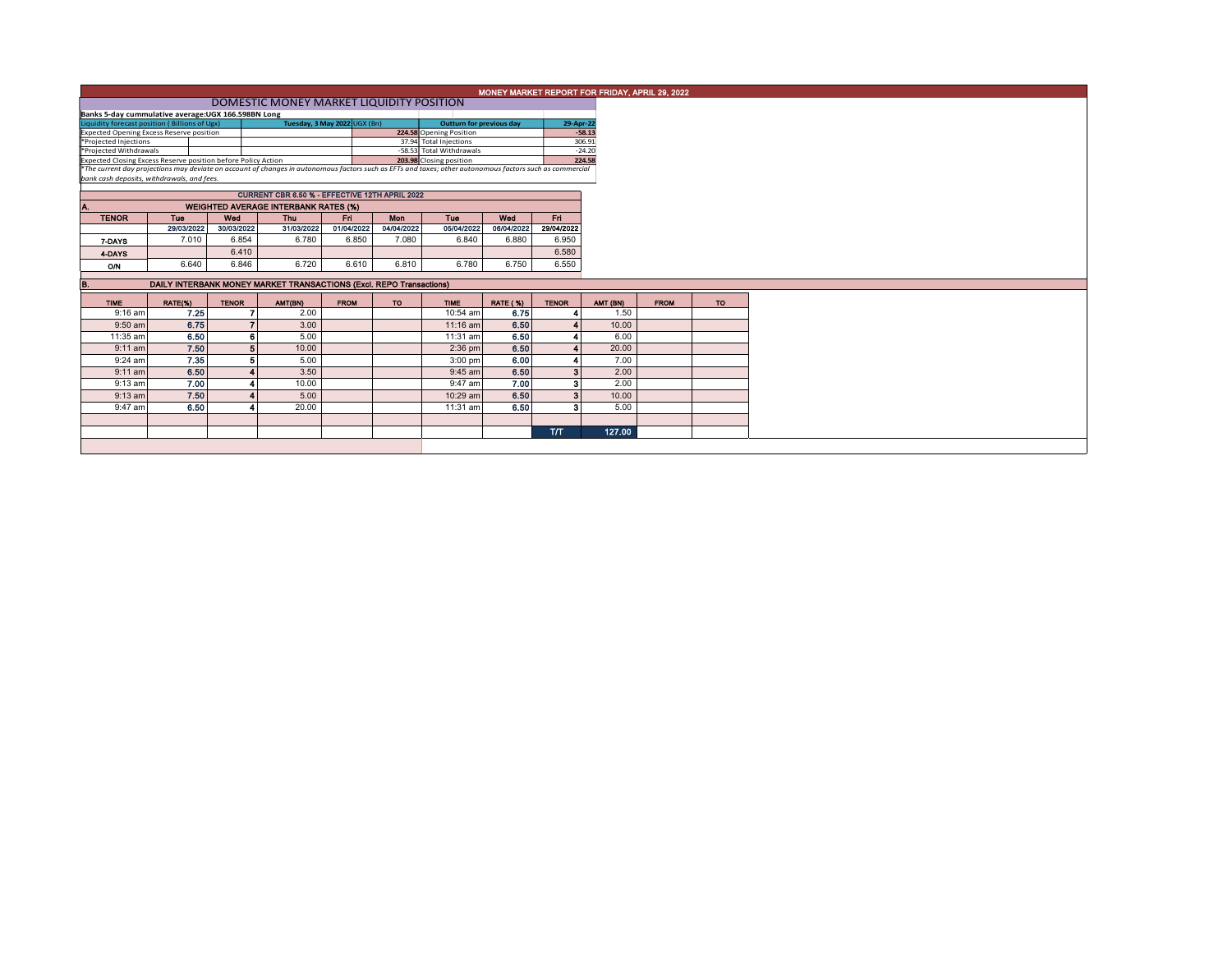# MONEY MARKET REPORT FOR FRIDAY, APRIL 29, 2022

## DOMESTIC MONEY MARKET LIQUIDITY POSITION

**Banks 5-day cummulative average:UGX 166.598BN Long**

| Liquidity forecast position (Billions of Ugx) | Tuesday, 3 May 2022 UGX (Bn) | Outturn for previous day | 29-Apr-22 |
|---|---|---|---|
| Expected Opening Excess Reserve position | 224.58 | Opening Position | -58.13 |
| *Projected Injections | 37.94 | Total Injections | 306.91 |
| *Projected Withdrawals | -58.53 | Total Withdrawals | -24.20 |
| Expected Closing Excess Reserve position before Policy Action | 203.98 | Closing position | 224.58 |

*The current day projections may deviate on account of changes in autonomous factors such as EFTs and taxes; other autonomous factors such as commercial bank cash deposits, withdrawals, and fees.*

**CURRENT CBR 6.50 % - EFFECTIVE 12TH APRIL 2022**

### A. WEIGHTED AVERAGE INTERBANK RATES (%)

| TENOR | Tue 29/03/2022 | Wed 30/03/2022 | Thu 31/03/2022 | Fri 01/04/2022 | Mon 04/04/2022 | Tue 05/04/2022 | Wed 06/04/2022 | Fri 29/04/2022 |
|---|---|---|---|---|---|---|---|---|
| 7-DAYS | 7.010 | 6.854 | 6.780 | 6.850 | 7.080 | 6.840 | 6.880 | 6.950 |
| 4-DAYS | | 6.410 | | | | | | 6.580 |
| O/N | 6.640 | 6.846 | 6.720 | 6.610 | 6.810 | 6.780 | 6.750 | 6.550 |

### B. DAILY INTERBANK MONEY MARKET TRANSACTIONS (Excl. REPO Transactions)

| TIME | RATE(%) | TENOR | AMT(BN) | FROM | TO | TIME | RATE (%) | TENOR | AMT (BN) | FROM | TO |
|---|---|---|---|---|---|---|---|---|---|---|---|
| 9:16 am | 7.25 | 7 | 2.00 | | | 10:54 am | 6.75 | 4 | 1.50 | | |
| 9:50 am | 6.75 | 7 | 3.00 | | | 11:16 am | 6.50 | 4 | 10.00 | | |
| 11:35 am | 6.50 | 6 | 5.00 | | | 11:31 am | 6.50 | 4 | 6.00 | | |
| 9:11 am | 7.50 | 5 | 10.00 | | | 2:36 pm | 6.50 | 4 | 20.00 | | |
| 9:24 am | 7.35 | 5 | 5.00 | | | 3:00 pm | 6.00 | 4 | 7.00 | | |
| 9:11 am | 6.50 | 4 | 3.50 | | | 9:45 am | 6.50 | 3 | 2.00 | | |
| 9:13 am | 7.00 | 4 | 10.00 | | | 9:47 am | 7.00 | 3 | 2.00 | | |
| 9:13 am | 7.50 | 4 | 5.00 | | | 10:29 am | 6.50 | 3 | 10.00 | | |
| 9:47 am | 6.50 | 4 | 20.00 | | | 11:31 am | 6.50 | 3 | 5.00 | | |
| | | | | | | | | T/T | 127.00 | | |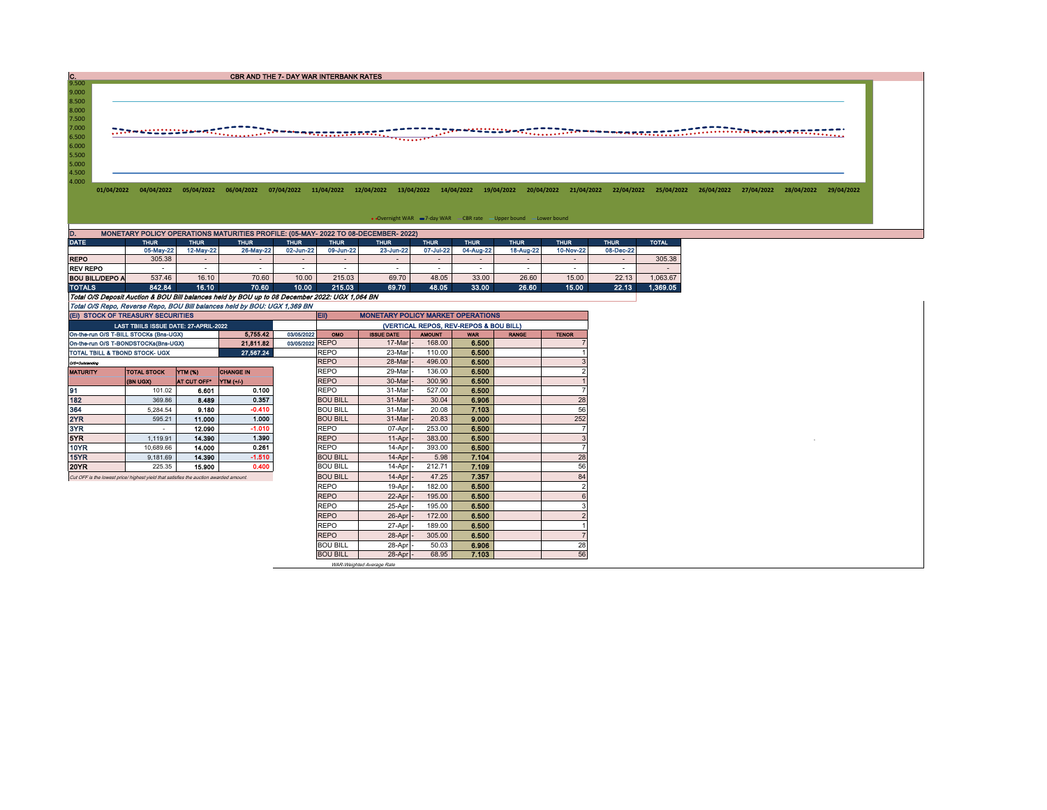## C. CBR AND THE 7- DAY WAR INTERBANK RATES

9.500
9.000
8.500
8.000
7.500
7.000
6.500
6.000
5.500
5.000
4.500
4.000

01/04/2022 04/04/2022 05/04/2022 06/04/2022 07/04/2022 11/04/2022 12/04/2022 13/04/2022 14/04/2022 19/04/2022 20/04/2022 21/04/2022 22/04/2022 25/04/2022 26/04/2022 27/04/2022 28/04/2022 29/04/2022

Overnight WAR · 7-day WAR · CBR rate · Upper bound · Lower bound

## D. MONETARY POLICY OPERATIONS MATURITIES PROFILE: (05-MAY- 2022 TO 08-DECEMBER- 2022)

| DATE | THUR | THUR | THUR | THUR | THUR | THUR | THUR | THUR | THUR | THUR | THUR | TOTAL |
|---|---|---|---|---|---|---|---|---|---|---|---|---|
| | 05-May-22 | 12-May-22 | 26-May-22 | 02-Jun-22 | 09-Jun-22 | 23-Jun-22 | 07-Jul-22 | 04-Aug-22 | 18-Aug-22 | 10-Nov-22 | 08-Dec-22 | |
| REPO | 305.38 | - | - | - | - | - | - | - | - | - | - | 305.38 |
| REV REPO | - | - | - | - | - | - | - | - | - | - | - | - |
| BOU BILL/DEPO A | 537.46 | 16.10 | 70.60 | 10.00 | 215.03 | 69.70 | 48.05 | 33.00 | 26.60 | 15.00 | 22.13 | 1,063.67 |
| TOTALS | 842.84 | 16.10 | 70.60 | 10.00 | 215.03 | 69.70 | 48.05 | 33.00 | 26.60 | 15.00 | 22.13 | 1,369.05 |

*Total O/S Deposit Auction & BOU Bill balances held by BOU up to 08 December 2022: UGX 1,064 BN*

*Total O/S Repo, Reverse Repo, BOU Bill balances held by BOU: UGX 1,369 BN*

### (EI) STOCK OF TREASURY SECURITIES

| LAST TBIILS ISSUE DATE: 27-APRIL-2022 | | |
|---|---|---|
| On-the-run O/S T-BILL STOCKs (Bns-UGX) | 5,755.42 | 03/05/2022 |
| On-the-run O/S T-BONDSTOCKs(Bns-UGX) | 21,811.82 | 03/05/2022 |
| TOTAL TBILL & TBOND STOCK- UGX | 27,567.24 | |

O/S=Outstanding

| MATURITY | TOTAL STOCK (BN UGX) | YTM (%) AT CUT OFF* | CHANGE IN YTM (+/-) |
|---|---|---|---|
| 91 | 101.02 | 6.601 | 0.100 |
| 182 | 369.86 | 8.489 | 0.357 |
| 364 | 5,284.54 | 9.180 | -0.410 |
| 2YR | 595.21 | 11.000 | 1.000 |
| 3YR | - | 12.090 | -1.010 |
| 5YR | 1,119.91 | 14.390 | 1.390 |
| 10YR | 10,689.66 | 14.000 | 0.261 |
| 15YR | 9,181.69 | 14.390 | -1.510 |
| 20YR | 225.35 | 15.900 | 0.400 |

*Cut OFF is the lowest price/ highest yield that satisfies the auction awarded amount.*

### Eii) MONETARY POLICY MARKET OPERATIONS

(VERTICAL REPOS, REV-REPOS & BOU BILL)

| OMO | ISSUE DATE | AMOUNT | WAR | RANGE | TENOR |
|---|---|---|---|---|---|
| REPO | 17-Mar | 168.00 | 6.500 | | 7 |
| REPO | 23-Mar | 110.00 | 6.500 | | 1 |
| REPO | 28-Mar | 496.00 | 6.500 | | 3 |
| REPO | 29-Mar | 136.00 | 6.500 | | 2 |
| REPO | 30-Mar | 300.90 | 6.500 | | 1 |
| REPO | 31-Mar | 527.00 | 6.500 | | 7 |
| BOU BILL | 31-Mar | 30.04 | 6.906 | | 28 |
| BOU BILL | 31-Mar | 20.08 | 7.103 | | 56 |
| BOU BILL | 31-Mar | 20.83 | 9.000 | | 252 |
| REPO | 07-Apr | 253.00 | 6.500 | | 7 |
| REPO | 11-Apr | 383.00 | 6.500 | | 3 |
| REPO | 14-Apr | 393.00 | 6.500 | | 7 |
| BOU BILL | 14-Apr | 5.98 | 7.104 | | 28 |
| BOU BILL | 14-Apr | 212.71 | 7.109 | | 56 |
| BOU BILL | 14-Apr | 47.25 | 7.357 | | 84 |
| REPO | 19-Apr | 182.00 | 6.500 | | 2 |
| REPO | 22-Apr | 195.00 | 6.500 | | 6 |
| REPO | 25-Apr | 195.00 | 6.500 | | 3 |
| REPO | 26-Apr | 172.00 | 6.500 | | 2 |
| REPO | 27-Apr | 189.00 | 6.500 | | 1 |
| REPO | 28-Apr | 305.00 | 6.500 | | 7 |
| BOU BILL | 28-Apr | 50.03 | 6.906 | | 28 |
| BOU BILL | 28-Apr | 68.95 | 7.103 | | 56 |

*WAR-Weighted Average Rate*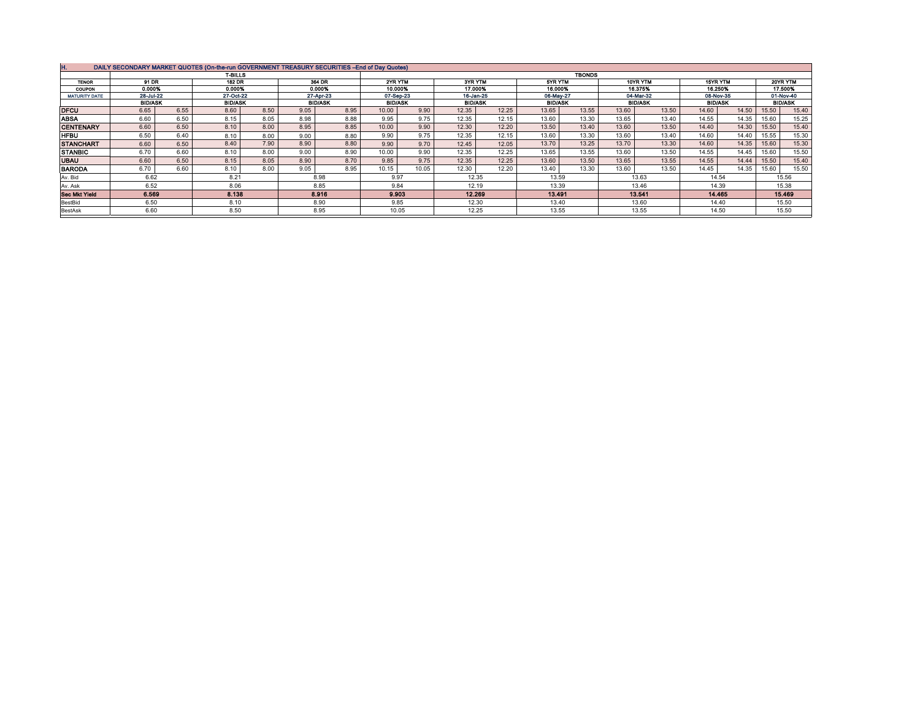## H. DAILY SECONDARY MARKET QUOTES (On-the-run GOVERNMENT TREASURY SECURITIES –End of Day Quotes)

| | T-BILLS | | | | | | TBONDS | | | | | | | | | | | |
|---|---|---|---|---|---|---|---|---|---|---|---|---|---|---|---|---|---|---|
| TENOR | 91 DR | | 182 DR | | 364 DR | | 2YR YTM | | 3YR YTM | | 5YR YTM | | 10YR YTM | | 15YR YTM | | 20YR YTM | |
| COUPON | 0.000% | | 0.000% | | 0.000% | | 10.000% | | 17.000% | | 16.000% | | 16.375% | | 16.250% | | 17.500% | |
| MATURITY DATE | 28-Jul-22 | | 27-Oct-22 | | 27-Apr-23 | | 07-Sep-23 | | 16-Jan-25 | | 06-May-27 | | 04-Mar-32 | | 08-Nov-35 | | 01-Nov-40 | |
| | BID/ASK | | BID/ASK | | BID/ASK | | BID/ASK | | BID/ASK | | BID/ASK | | BID/ASK | | BID/ASK | | BID/ASK | |
| DFCU | 6.65 | 6.55 | 8.60 | 8.50 | 9.05 | 8.95 | 10.00 | 9.90 | 12.35 | 12.25 | 13.65 | 13.55 | 13.60 | 13.50 | 14.60 | 14.50 | 15.50 | 15.40 |
| ABSA | 6.60 | 6.50 | 8.15 | 8.05 | 8.98 | 8.88 | 9.95 | 9.75 | 12.35 | 12.15 | 13.60 | 13.30 | 13.65 | 13.40 | 14.55 | 14.35 | 15.60 | 15.25 |
| CENTENARY | 6.60 | 6.50 | 8.10 | 8.00 | 8.95 | 8.85 | 10.00 | 9.90 | 12.30 | 12.20 | 13.50 | 13.40 | 13.60 | 13.50 | 14.40 | 14.30 | 15.50 | 15.40 |
| HFBU | 6.50 | 6.40 | 8.10 | 8.00 | 9.00 | 8.80 | 9.90 | 9.75 | 12.35 | 12.15 | 13.60 | 13.30 | 13.60 | 13.40 | 14.60 | 14.40 | 15.55 | 15.30 |
| STANCHART | 6.60 | 6.50 | 8.40 | 7.90 | 8.90 | 8.80 | 9.90 | 9.70 | 12.45 | 12.05 | 13.70 | 13.25 | 13.70 | 13.30 | 14.60 | 14.35 | 15.60 | 15.30 |
| STANBIC | 6.70 | 6.60 | 8.10 | 8.00 | 9.00 | 8.90 | 10.00 | 9.90 | 12.35 | 12.25 | 13.65 | 13.55 | 13.60 | 13.50 | 14.55 | 14.45 | 15.60 | 15.50 |
| UBAU | 6.60 | 6.50 | 8.15 | 8.05 | 8.90 | 8.70 | 9.85 | 9.75 | 12.35 | 12.25 | 13.60 | 13.50 | 13.65 | 13.55 | 14.55 | 14.44 | 15.50 | 15.40 |
| BARODA | 6.70 | 6.60 | 8.10 | 8.00 | 9.05 | 8.95 | 10.15 | 10.05 | 12.30 | 12.20 | 13.40 | 13.30 | 13.60 | 13.50 | 14.45 | 14.35 | 15.60 | 15.50 |
| Av. Bid | 6.62 | | 8.21 | | 8.98 | | 9.97 | | 12.35 | | 13.59 | | 13.63 | | 14.54 | | 15.56 | |
| Av. Ask | 6.52 | | 8.06 | | 8.85 | | 9.84 | | 12.19 | | 13.39 | | 13.46 | | 14.39 | | 15.38 | |
| **Sec Mkt Yield** | **6.569** | | **8.138** | | **8.916** | | **9.903** | | **12.269** | | **13.491** | | **13.541** | | **14.465** | | **15.469** | |
| BestBid | 6.50 | | 8.10 | | 8.90 | | 9.85 | | 12.30 | | 13.40 | | 13.60 | | 14.40 | | 15.50 | |
| BestAsk | 6.60 | | 8.50 | | 8.95 | | 10.05 | | 12.25 | | 13.55 | | 13.55 | | 14.50 | | 15.50 | |